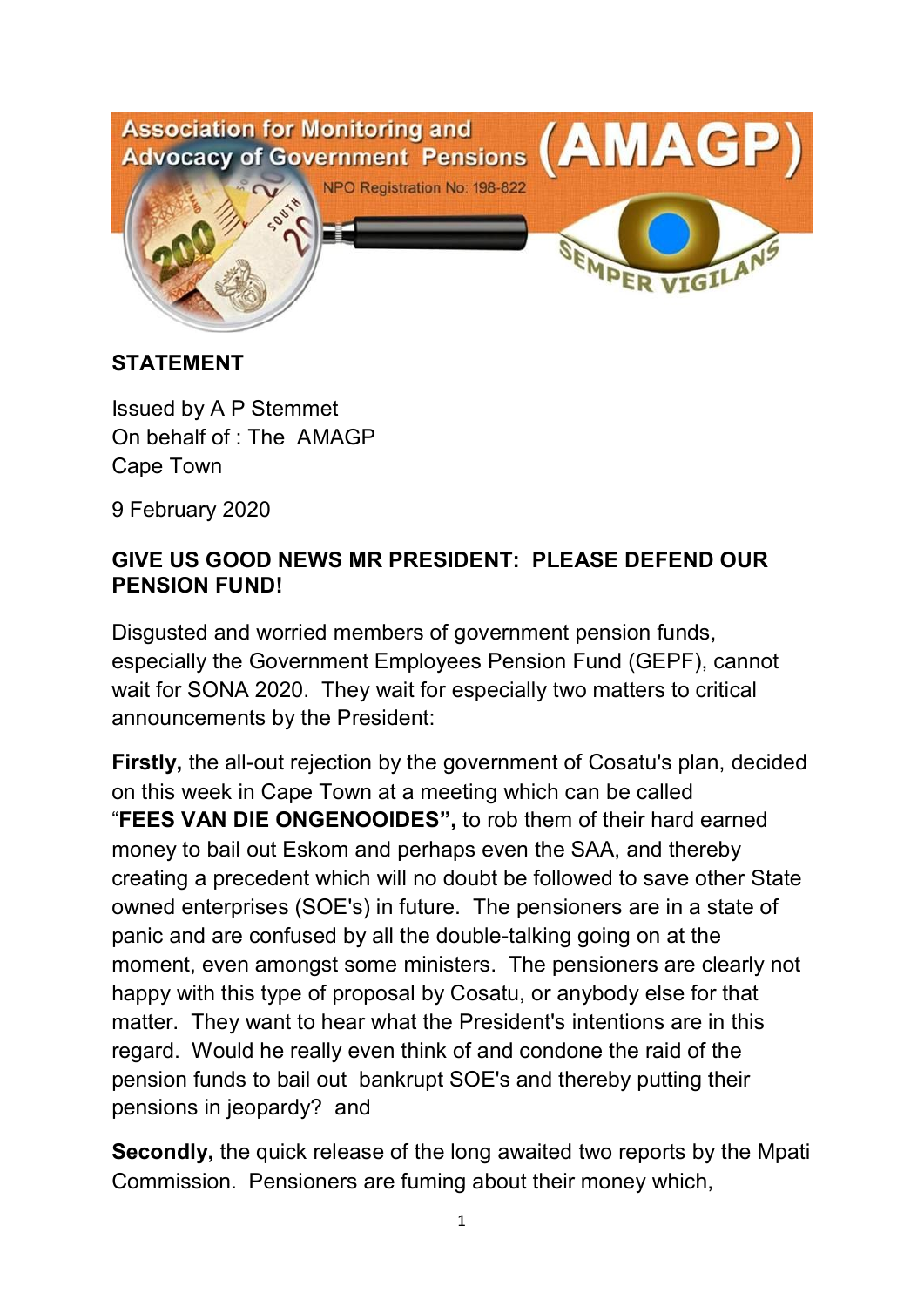Association for Monitoring and Advocacy of Government Pensions (AMAGP)

NPO Registration No: 198-822

SEMPER VIGILANS

**STATEMENT**

Issued by A P Stemmet
On behalf of : The AMAGP
Cape Town

9 February 2020

**GIVE US GOOD NEWS MR PRESIDENT: PLEASE DEFEND OUR PENSION FUND!**

Disgusted and worried members of government pension funds, especially the Government Employees Pension Fund (GEPF), cannot wait for SONA 2020. They wait for especially two matters to critical announcements by the President:

**Firstly,** the all-out rejection by the government of Cosatu's plan, decided on this week in Cape Town at a meeting which can be called "**FEES VAN DIE ONGENOOIDES",** to rob them of their hard earned money to bail out Eskom and perhaps even the SAA, and thereby creating a precedent which will no doubt be followed to save other State owned enterprises (SOE's) in future. The pensioners are in a state of panic and are confused by all the double-talking going on at the moment, even amongst some ministers. The pensioners are clearly not happy with this type of proposal by Cosatu, or anybody else for that matter. They want to hear what the President's intentions are in this regard. Would he really even think of and condone the raid of the pension funds to bail out bankrupt SOE's and thereby putting their pensions in jeopardy? and

**Secondly,** the quick release of the long awaited two reports by the Mpati Commission. Pensioners are fuming about their money which,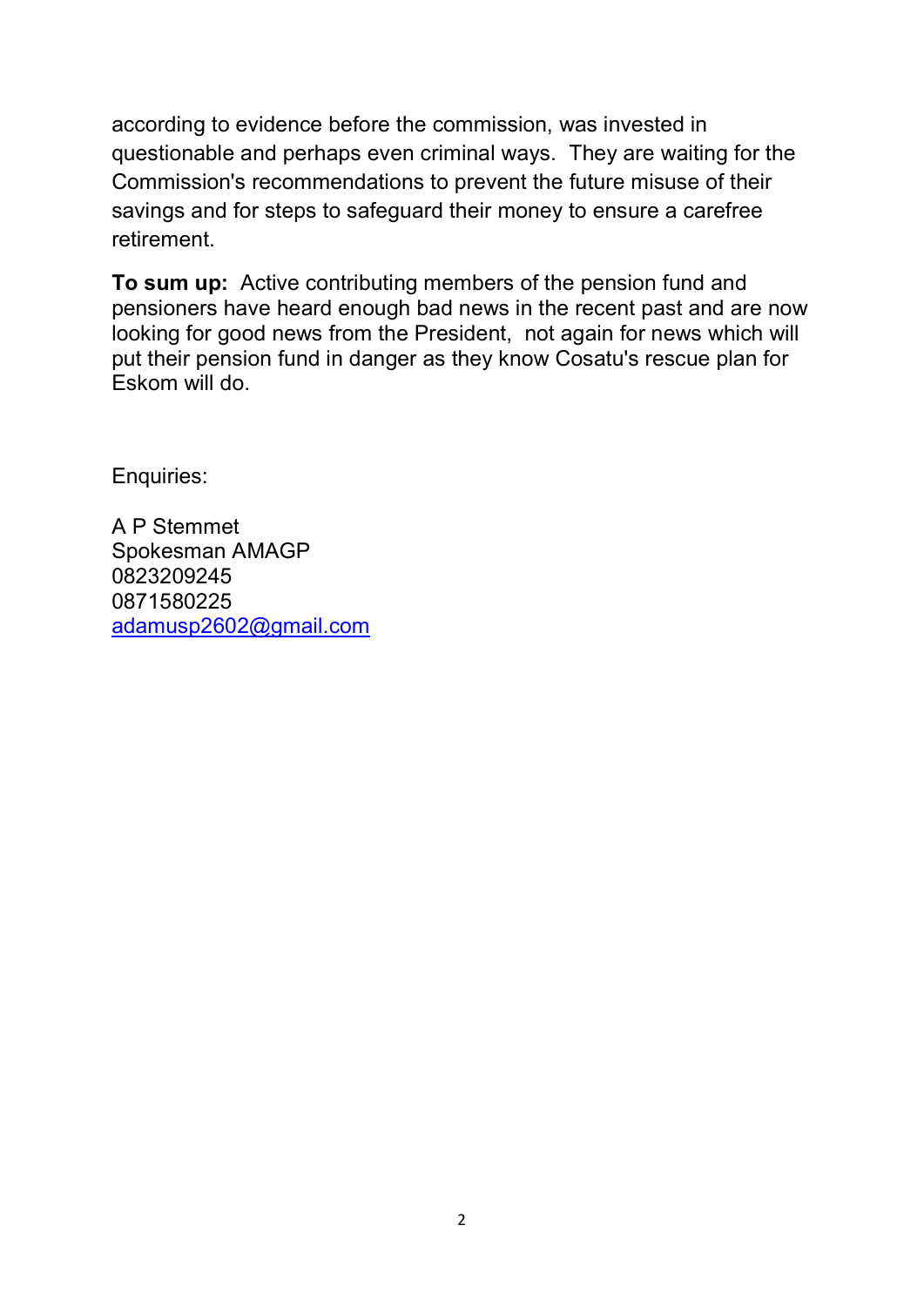according to evidence before the commission, was invested in questionable and perhaps even criminal ways. They are waiting for the Commission's recommendations to prevent the future misuse of their savings and for steps to safeguard their money to ensure a carefree retirement.

**To sum up:** Active contributing members of the pension fund and pensioners have heard enough bad news in the recent past and are now looking for good news from the President, not again for news which will put their pension fund in danger as they know Cosatu's rescue plan for Eskom will do.

Enquiries:

A P Stemmet
Spokesman AMAGP
0823209245
0871580225
adamusp2602@gmail.com